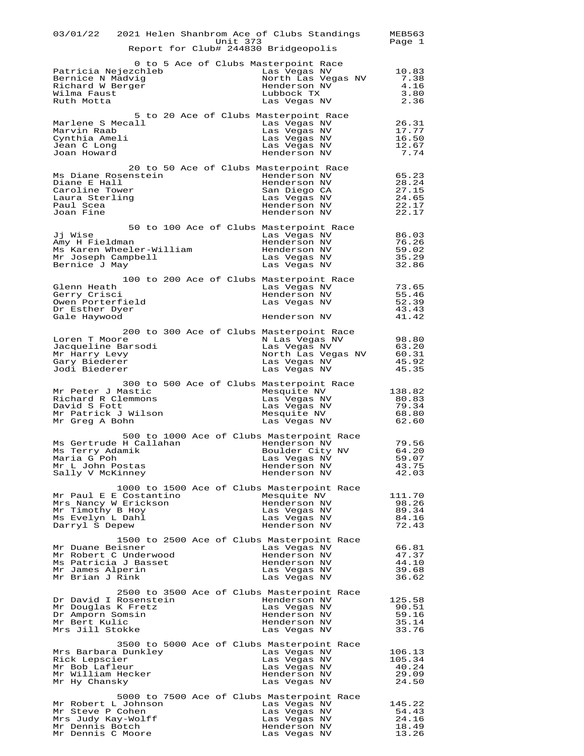03/01/22 2021 Helen Shanbrom Ace of Clubs Standings MEB563

Unit 373

Report for Club# 244830 Bridgeopolis

## 0 to 5 Ace of Clubs Masterpoint Race

| Name | Location | Points |
|---|---|---|
| Patricia Nejezchleb | Las Vegas NV | 10.83 |
| Bernice N Madvig | North Las Vegas NV | 7.38 |
| Richard W Berger | Henderson NV | 4.16 |
| Wilma Faust | Lubbock TX | 3.80 |
| Ruth Motta | Las Vegas NV | 2.36 |

## 5 to 20 Ace of Clubs Masterpoint Race

| Name | Location | Points |
|---|---|---|
| Marlene S Mecall | Las Vegas NV | 26.31 |
| Marvin Raab | Las Vegas NV | 17.77 |
| Cynthia Ameli | Las Vegas NV | 16.50 |
| Jean C Long | Las Vegas NV | 12.67 |
| Joan Howard | Henderson NV | 7.74 |

## 20 to 50 Ace of Clubs Masterpoint Race

| Name | Location | Points |
|---|---|---|
| Ms Diane Rosenstein | Henderson NV | 65.23 |
| Diane E Hall | Henderson NV | 28.24 |
| Caroline Tower | San Diego CA | 27.15 |
| Laura Sterling | Las Vegas NV | 24.65 |
| Paul Scea | Henderson NV | 22.17 |
| Joan Fine | Henderson NV | 22.17 |

## 50 to 100 Ace of Clubs Masterpoint Race

| Name | Location | Points |
|---|---|---|
| Jj Wise | Las Vegas NV | 86.03 |
| Amy H Fieldman | Henderson NV | 76.26 |
| Ms Karen Wheeler-William | Henderson NV | 59.02 |
| Mr Joseph Campbell | Las Vegas NV | 35.29 |
| Bernice J May | Las Vegas NV | 32.86 |

## 100 to 200 Ace of Clubs Masterpoint Race

| Name | Location | Points |
|---|---|---|
| Glenn Heath | Las Vegas NV | 73.65 |
| Gerry Crisci | Henderson NV | 55.46 |
| Owen Porterfield | Las Vegas NV | 52.39 |
| Dr Esther Dyer | | 43.43 |
| Gale Haywood | Henderson NV | 41.42 |

## 200 to 300 Ace of Clubs Masterpoint Race

| Name | Location | Points |
|---|---|---|
| Loren T Moore | N Las Vegas NV | 98.80 |
| Jacqueline Barsodi | Las Vegas NV | 63.20 |
| Mr Harry Levy | North Las Vegas NV | 60.31 |
| Gary Biederer | Las Vegas NV | 45.92 |
| Jodi Biederer | Las Vegas NV | 45.35 |

## 300 to 500 Ace of Clubs Masterpoint Race

| Name | Location | Points |
|---|---|---|
| Mr Peter J Mastic | Mesquite NV | 138.82 |
| Richard R Clemmons | Las Vegas NV | 80.83 |
| David S Fott | Las Vegas NV | 79.34 |
| Mr Patrick J Wilson | Mesquite NV | 68.80 |
| Mr Greg A Bohn | Las Vegas NV | 62.60 |

## 500 to 1000 Ace of Clubs Masterpoint Race

| Name | Location | Points |
|---|---|---|
| Ms Gertrude H Callahan | Henderson NV | 79.56 |
| Ms Terry Adamik | Boulder City NV | 64.20 |
| Maria G Poh | Las Vegas NV | 59.07 |
| Mr L John Postas | Henderson NV | 43.75 |
| Sally V McKinney | Henderson NV | 42.03 |

## 1000 to 1500 Ace of Clubs Masterpoint Race

| Name | Location | Points |
|---|---|---|
| Mr Paul E E Costantino | Mesquite NV | 111.70 |
| Mrs Nancy W Erickson | Henderson NV | 98.26 |
| Mr Timothy B Hoy | Las Vegas NV | 89.34 |
| Ms Evelyn L Dahl | Las Vegas NV | 84.16 |
| Darryl S Depew | Henderson NV | 72.43 |

## 1500 to 2500 Ace of Clubs Masterpoint Race

| Name | Location | Points |
|---|---|---|
| Mr Duane Beisner | Las Vegas NV | 66.81 |
| Mr Robert C Underwood | Henderson NV | 47.37 |
| Ms Patricia J Basset | Henderson NV | 44.10 |
| Mr James Alperin | Las Vegas NV | 39.68 |
| Mr Brian J Rink | Las Vegas NV | 36.62 |

## 2500 to 3500 Ace of Clubs Masterpoint Race

| Name | Location | Points |
|---|---|---|
| Dr David I Rosenstein | Henderson NV | 125.58 |
| Mr Douglas K Fretz | Las Vegas NV | 90.51 |
| Dr Amporn Somsin | Henderson NV | 59.16 |
| Mr Bert Kulic | Henderson NV | 35.14 |
| Mrs Jill Stokke | Las Vegas NV | 33.76 |

## 3500 to 5000 Ace of Clubs Masterpoint Race

| Name | Location | Points |
|---|---|---|
| Mrs Barbara Dunkley | Las Vegas NV | 106.13 |
| Rick Lepscier | Las Vegas NV | 105.34 |
| Mr Bob Lafleur | Las Vegas NV | 40.24 |
| Mr William Hecker | Henderson NV | 29.09 |
| Mr Hy Chansky | Las Vegas NV | 24.50 |

## 5000 to 7500 Ace of Clubs Masterpoint Race

| Name | Location | Points |
|---|---|---|
| Mr Robert L Johnson | Las Vegas NV | 145.22 |
| Mr Steve P Cohen | Las Vegas NV | 54.43 |
| Mrs Judy Kay-Wolff | Las Vegas NV | 24.16 |
| Mr Dennis Botch | Henderson NV | 18.49 |
| Mr Dennis C Moore | Las Vegas NV | 13.26 |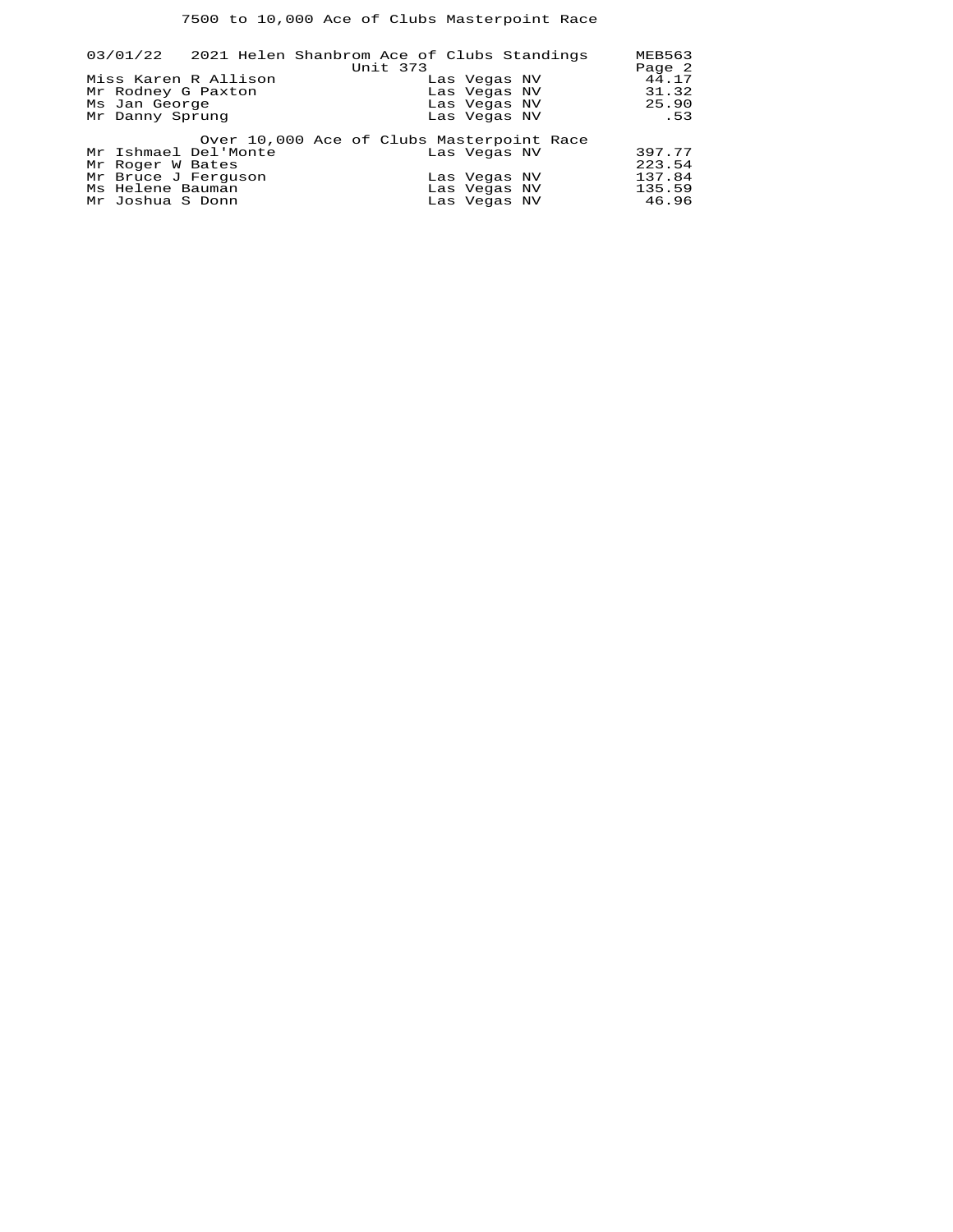7500 to 10,000 Ace of Clubs Masterpoint Race

03/01/22 2021 Helen Shanbrom Ace of Clubs Standings MEB563
Unit 373

| | | |
|---|---|---|
| Miss Karen R Allison | Las Vegas NV | 44.17 |
| Mr Rodney G Paxton | Las Vegas NV | 31.32 |
| Ms Jan George | Las Vegas NV | 25.90 |
| Mr Danny Sprung | Las Vegas NV | .53 |

Over 10,000 Ace of Clubs Masterpoint Race

| | | |
|---|---|---|
| Mr Ishmael Del'Monte | Las Vegas NV | 397.77 |
| Mr Roger W Bates | | 223.54 |
| Mr Bruce J Ferguson | Las Vegas NV | 137.84 |
| Ms Helene Bauman | Las Vegas NV | 135.59 |
| Mr Joshua S Donn | Las Vegas NV | 46.96 |